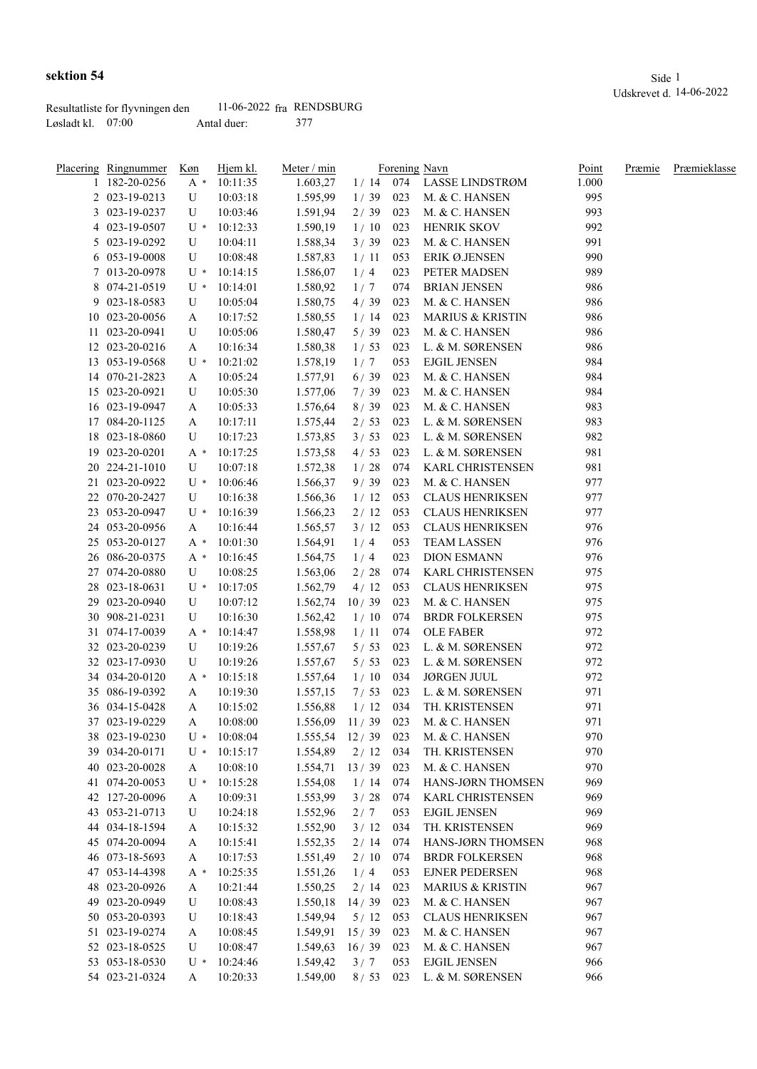# sektion 54

Udskrevet d. 14-06-2022

Resultatliste for flyvningen den 11-06-2022 fra RENDSBURG

Løsladt kl. 07:00 Antal duer: 377

| Placering | Ringnummer | Køn | Hjem kl. | Meter / min | | Forening | Navn | Point | Præmie | Præmieklasse |
|---|---|---|---|---|---|---|---|---|---|---|
| 1 | 182-20-0256 | A * | 10:11:35 | 1.603,27 | 1 / 14 | 074 | LASSE LINDSTRØM | 1.000 | | |
| 2 | 023-19-0213 | U | 10:03:18 | 1.595,99 | 1 / 39 | 023 | M. & C. HANSEN | 995 | | |
| 3 | 023-19-0237 | U | 10:03:46 | 1.591,94 | 2 / 39 | 023 | M. & C. HANSEN | 993 | | |
| 4 | 023-19-0507 | U * | 10:12:33 | 1.590,19 | 1 / 10 | 023 | HENRIK SKOV | 992 | | |
| 5 | 023-19-0292 | U | 10:04:11 | 1.588,34 | 3 / 39 | 023 | M. & C. HANSEN | 991 | | |
| 6 | 053-19-0008 | U | 10:08:48 | 1.587,83 | 1 / 11 | 053 | ERIK Ø.JENSEN | 990 | | |
| 7 | 013-20-0978 | U * | 10:14:15 | 1.586,07 | 1 / 4 | 023 | PETER MADSEN | 989 | | |
| 8 | 074-21-0519 | U * | 10:14:01 | 1.580,92 | 1 / 7 | 074 | BRIAN JENSEN | 986 | | |
| 9 | 023-18-0583 | U | 10:05:04 | 1.580,75 | 4 / 39 | 023 | M. & C. HANSEN | 986 | | |
| 10 | 023-20-0056 | A | 10:17:52 | 1.580,55 | 1 / 14 | 023 | MARIUS & KRISTIN | 986 | | |
| 11 | 023-20-0941 | U | 10:05:06 | 1.580,47 | 5 / 39 | 023 | M. & C. HANSEN | 986 | | |
| 12 | 023-20-0216 | A | 10:16:34 | 1.580,38 | 1 / 53 | 023 | L. & M. SØRENSEN | 986 | | |
| 13 | 053-19-0568 | U * | 10:21:02 | 1.578,19 | 1 / 7 | 053 | EJGIL JENSEN | 984 | | |
| 14 | 070-21-2823 | A | 10:05:24 | 1.577,91 | 6 / 39 | 023 | M. & C. HANSEN | 984 | | |
| 15 | 023-20-0921 | U | 10:05:30 | 1.577,06 | 7 / 39 | 023 | M. & C. HANSEN | 984 | | |
| 16 | 023-19-0947 | A | 10:05:33 | 1.576,64 | 8 / 39 | 023 | M. & C. HANSEN | 983 | | |
| 17 | 084-20-1125 | A | 10:17:11 | 1.575,44 | 2 / 53 | 023 | L. & M. SØRENSEN | 983 | | |
| 18 | 023-18-0860 | U | 10:17:23 | 1.573,85 | 3 / 53 | 023 | L. & M. SØRENSEN | 982 | | |
| 19 | 023-20-0201 | A * | 10:17:25 | 1.573,58 | 4 / 53 | 023 | L. & M. SØRENSEN | 981 | | |
| 20 | 224-21-1010 | U | 10:07:18 | 1.572,38 | 1 / 28 | 074 | KARL CHRISTENSEN | 981 | | |
| 21 | 023-20-0922 | U * | 10:06:46 | 1.566,37 | 9 / 39 | 023 | M. & C. HANSEN | 977 | | |
| 22 | 070-20-2427 | U | 10:16:38 | 1.566,36 | 1 / 12 | 053 | CLAUS HENRIKSEN | 977 | | |
| 23 | 053-20-0947 | U * | 10:16:39 | 1.566,23 | 2 / 12 | 053 | CLAUS HENRIKSEN | 977 | | |
| 24 | 053-20-0956 | A | 10:16:44 | 1.565,57 | 3 / 12 | 053 | CLAUS HENRIKSEN | 976 | | |
| 25 | 053-20-0127 | A * | 10:01:30 | 1.564,91 | 1 / 4 | 053 | TEAM LASSEN | 976 | | |
| 26 | 086-20-0375 | A * | 10:16:45 | 1.564,75 | 1 / 4 | 023 | DION ESMANN | 976 | | |
| 27 | 074-20-0880 | U | 10:08:25 | 1.563,06 | 2 / 28 | 074 | KARL CHRISTENSEN | 975 | | |
| 28 | 023-18-0631 | U * | 10:17:05 | 1.562,79 | 4 / 12 | 053 | CLAUS HENRIKSEN | 975 | | |
| 29 | 023-20-0940 | U | 10:07:12 | 1.562,74 | 10 / 39 | 023 | M. & C. HANSEN | 975 | | |
| 30 | 908-21-0231 | U | 10:16:30 | 1.562,42 | 1 / 10 | 074 | BRDR FOLKERSEN | 975 | | |
| 31 | 074-17-0039 | A * | 10:14:47 | 1.558,98 | 1 / 11 | 074 | OLE FABER | 972 | | |
| 32 | 023-20-0239 | U | 10:19:26 | 1.557,67 | 5 / 53 | 023 | L. & M. SØRENSEN | 972 | | |
| 32 | 023-17-0930 | U | 10:19:26 | 1.557,67 | 5 / 53 | 023 | L. & M. SØRENSEN | 972 | | |
| 34 | 034-20-0120 | A * | 10:15:18 | 1.557,64 | 1 / 10 | 034 | JØRGEN JUUL | 972 | | |
| 35 | 086-19-0392 | A | 10:19:30 | 1.557,15 | 7 / 53 | 023 | L. & M. SØRENSEN | 971 | | |
| 36 | 034-15-0428 | A | 10:15:02 | 1.556,88 | 1 / 12 | 034 | TH. KRISTENSEN | 971 | | |
| 37 | 023-19-0229 | A | 10:08:00 | 1.556,09 | 11 / 39 | 023 | M. & C. HANSEN | 971 | | |
| 38 | 023-19-0230 | U * | 10:08:04 | 1.555,54 | 12 / 39 | 023 | M. & C. HANSEN | 970 | | |
| 39 | 034-20-0171 | U * | 10:15:17 | 1.554,89 | 2 / 12 | 034 | TH. KRISTENSEN | 970 | | |
| 40 | 023-20-0028 | A | 10:08:10 | 1.554,71 | 13 / 39 | 023 | M. & C. HANSEN | 970 | | |
| 41 | 074-20-0053 | U * | 10:15:28 | 1.554,08 | 1 / 14 | 074 | HANS-JØRN THOMSEN | 969 | | |
| 42 | 127-20-0096 | A | 10:09:31 | 1.553,99 | 3 / 28 | 074 | KARL CHRISTENSEN | 969 | | |
| 43 | 053-21-0713 | U | 10:24:18 | 1.552,96 | 2 / 7 | 053 | EJGIL JENSEN | 969 | | |
| 44 | 034-18-1594 | A | 10:15:32 | 1.552,90 | 3 / 12 | 034 | TH. KRISTENSEN | 969 | | |
| 45 | 074-20-0094 | A | 10:15:41 | 1.552,35 | 2 / 14 | 074 | HANS-JØRN THOMSEN | 968 | | |
| 46 | 073-18-5693 | A | 10:17:53 | 1.551,49 | 2 / 10 | 074 | BRDR FOLKERSEN | 968 | | |
| 47 | 053-14-4398 | A * | 10:25:35 | 1.551,26 | 1 / 4 | 053 | EJNER PEDERSEN | 968 | | |
| 48 | 023-20-0926 | A | 10:21:44 | 1.550,25 | 2 / 14 | 023 | MARIUS & KRISTIN | 967 | | |
| 49 | 023-20-0949 | U | 10:08:43 | 1.550,18 | 14 / 39 | 023 | M. & C. HANSEN | 967 | | |
| 50 | 053-20-0393 | U | 10:18:43 | 1.549,94 | 5 / 12 | 053 | CLAUS HENRIKSEN | 967 | | |
| 51 | 023-19-0274 | A | 10:08:45 | 1.549,91 | 15 / 39 | 023 | M. & C. HANSEN | 967 | | |
| 52 | 023-18-0525 | U | 10:08:47 | 1.549,63 | 16 / 39 | 023 | M. & C. HANSEN | 967 | | |
| 53 | 053-18-0530 | U * | 10:24:46 | 1.549,42 | 3 / 7 | 053 | EJGIL JENSEN | 966 | | |
| 54 | 023-21-0324 | A | 10:20:33 | 1.549,00 | 8 / 53 | 023 | L. & M. SØRENSEN | 966 | | |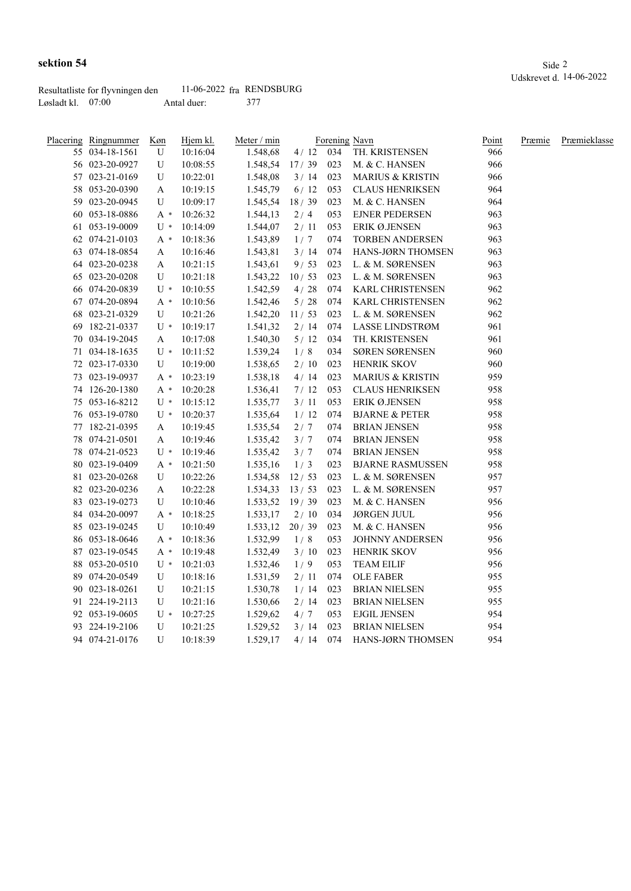**sektion 54**

Udskrevet d. 14-06-2022

Resultatliste for flyvningen den 11-06-2022 fra RENDSBURG
Løsladt kl. 07:00 Antal duer: 377

| Placering | Ringnummer | Køn | Hjem kl. | Meter / min | | Forening | Navn | Point | Præmie | Præmieklasse |
|---|---|---|---|---|---|---|---|---|---|---|
| 55 | 034-18-1561 | U | 10:16:04 | 1.548,68 | 4 / 12 | 034 | TH. KRISTENSEN | 966 | | |
| 56 | 023-20-0927 | U | 10:08:55 | 1.548,54 | 17 / 39 | 023 | M. & C. HANSEN | 966 | | |
| 57 | 023-21-0169 | U | 10:22:01 | 1.548,08 | 3 / 14 | 023 | MARIUS & KRISTIN | 966 | | |
| 58 | 053-20-0390 | A | 10:19:15 | 1.545,79 | 6 / 12 | 053 | CLAUS HENRIKSEN | 964 | | |
| 59 | 023-20-0945 | U | 10:09:17 | 1.545,54 | 18 / 39 | 023 | M. & C. HANSEN | 964 | | |
| 60 | 053-18-0886 | A * | 10:26:32 | 1.544,13 | 2 / 4 | 053 | EJNER PEDERSEN | 963 | | |
| 61 | 053-19-0009 | U * | 10:14:09 | 1.544,07 | 2 / 11 | 053 | ERIK Ø.JENSEN | 963 | | |
| 62 | 074-21-0103 | A * | 10:18:36 | 1.543,89 | 1 / 7 | 074 | TORBEN ANDERSEN | 963 | | |
| 63 | 074-18-0854 | A | 10:16:46 | 1.543,81 | 3 / 14 | 074 | HANS-JØRN THOMSEN | 963 | | |
| 64 | 023-20-0238 | A | 10:21:15 | 1.543,61 | 9 / 53 | 023 | L. & M. SØRENSEN | 963 | | |
| 65 | 023-20-0208 | U | 10:21:18 | 1.543,22 | 10 / 53 | 023 | L. & M. SØRENSEN | 963 | | |
| 66 | 074-20-0839 | U * | 10:10:55 | 1.542,59 | 4 / 28 | 074 | KARL CHRISTENSEN | 962 | | |
| 67 | 074-20-0894 | A * | 10:10:56 | 1.542,46 | 5 / 28 | 074 | KARL CHRISTENSEN | 962 | | |
| 68 | 023-21-0329 | U | 10:21:26 | 1.542,20 | 11 / 53 | 023 | L. & M. SØRENSEN | 962 | | |
| 69 | 182-21-0337 | U * | 10:19:17 | 1.541,32 | 2 / 14 | 074 | LASSE LINDSTRØM | 961 | | |
| 70 | 034-19-2045 | A | 10:17:08 | 1.540,30 | 5 / 12 | 034 | TH. KRISTENSEN | 961 | | |
| 71 | 034-18-1635 | U * | 10:11:52 | 1.539,24 | 1 / 8 | 034 | SØREN SØRENSEN | 960 | | |
| 72 | 023-17-0330 | U | 10:19:00 | 1.538,65 | 2 / 10 | 023 | HENRIK SKOV | 960 | | |
| 73 | 023-19-0937 | A * | 10:23:19 | 1.538,18 | 4 / 14 | 023 | MARIUS & KRISTIN | 959 | | |
| 74 | 126-20-1380 | A * | 10:20:28 | 1.536,41 | 7 / 12 | 053 | CLAUS HENRIKSEN | 958 | | |
| 75 | 053-16-8212 | U * | 10:15:12 | 1.535,77 | 3 / 11 | 053 | ERIK Ø.JENSEN | 958 | | |
| 76 | 053-19-0780 | U * | 10:20:37 | 1.535,64 | 1 / 12 | 074 | BJARNE & PETER | 958 | | |
| 77 | 182-21-0395 | A | 10:19:45 | 1.535,54 | 2 / 7 | 074 | BRIAN JENSEN | 958 | | |
| 78 | 074-21-0501 | A | 10:19:46 | 1.535,42 | 3 / 7 | 074 | BRIAN JENSEN | 958 | | |
| 78 | 074-21-0523 | U * | 10:19:46 | 1.535,42 | 3 / 7 | 074 | BRIAN JENSEN | 958 | | |
| 80 | 023-19-0409 | A * | 10:21:50 | 1.535,16 | 1 / 3 | 023 | BJARNE RASMUSSEN | 958 | | |
| 81 | 023-20-0268 | U | 10:22:26 | 1.534,58 | 12 / 53 | 023 | L. & M. SØRENSEN | 957 | | |
| 82 | 023-20-0236 | A | 10:22:28 | 1.534,33 | 13 / 53 | 023 | L. & M. SØRENSEN | 957 | | |
| 83 | 023-19-0273 | U | 10:10:46 | 1.533,52 | 19 / 39 | 023 | M. & C. HANSEN | 956 | | |
| 84 | 034-20-0097 | A * | 10:18:25 | 1.533,17 | 2 / 10 | 034 | JØRGEN JUUL | 956 | | |
| 85 | 023-19-0245 | U | 10:10:49 | 1.533,12 | 20 / 39 | 023 | M. & C. HANSEN | 956 | | |
| 86 | 053-18-0646 | A * | 10:18:36 | 1.532,99 | 1 / 8 | 053 | JOHNNY ANDERSEN | 956 | | |
| 87 | 023-19-0545 | A * | 10:19:48 | 1.532,49 | 3 / 10 | 023 | HENRIK SKOV | 956 | | |
| 88 | 053-20-0510 | U * | 10:21:03 | 1.532,46 | 1 / 9 | 053 | TEAM EILIF | 956 | | |
| 89 | 074-20-0549 | U | 10:18:16 | 1.531,59 | 2 / 11 | 074 | OLE FABER | 955 | | |
| 90 | 023-18-0261 | U | 10:21:15 | 1.530,78 | 1 / 14 | 023 | BRIAN NIELSEN | 955 | | |
| 91 | 224-19-2113 | U | 10:21:16 | 1.530,66 | 2 / 14 | 023 | BRIAN NIELSEN | 955 | | |
| 92 | 053-19-0605 | U * | 10:27:25 | 1.529,62 | 4 / 7 | 053 | EJGIL JENSEN | 954 | | |
| 93 | 224-19-2106 | U | 10:21:25 | 1.529,52 | 3 / 14 | 023 | BRIAN NIELSEN | 954 | | |
| 94 | 074-21-0176 | U | 10:18:39 | 1.529,17 | 4 / 14 | 074 | HANS-JØRN THOMSEN | 954 | | |